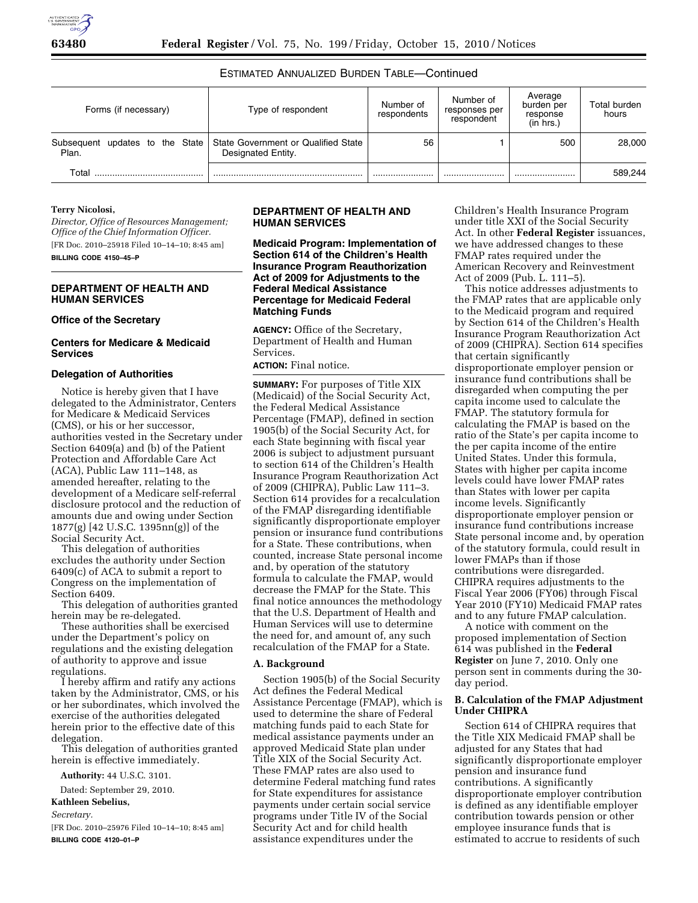ESTIMATED ANNUALIZED BURDEN TABLE—Continued

| Forms (if necessary) | Type of respondent | Number of respondents | Number of responses per respondent | Average burden per response (in hrs.) | Total burden hours |
|---|---|---|---|---|---|
| Subsequent updates to the State Plan. | State Government or Qualified State Designated Entity. | 56 | 1 | 500 | 28,000 |
| Total | | | | | 589,244 |

**Terry Nicolosi,**

*Director, Office of Resources Management; Office of the Chief Information Officer.*

[FR Doc. 2010–25918 Filed 10–14–10; 8:45 am]

**BILLING CODE 4150–45–P**

## DEPARTMENT OF HEALTH AND HUMAN SERVICES

### Office of the Secretary

### Centers for Medicare & Medicaid Services

### Delegation of Authorities

Notice is hereby given that I have delegated to the Administrator, Centers for Medicare & Medicaid Services (CMS), or his or her successor, authorities vested in the Secretary under Section 6409(a) and (b) of the Patient Protection and Affordable Care Act (ACA), Public Law 111–148, as amended hereafter, relating to the development of a Medicare self-referral disclosure protocol and the reduction of amounts due and owing under Section 1877(g) [42 U.S.C. 1395nn(g)] of the Social Security Act.

This delegation of authorities excludes the authority under Section 6409(c) of ACA to submit a report to Congress on the implementation of Section 6409.

This delegation of authorities granted herein may be re-delegated.

These authorities shall be exercised under the Department's policy on regulations and the existing delegation of authority to approve and issue regulations.

I hereby affirm and ratify any actions taken by the Administrator, CMS, or his or her subordinates, which involved the exercise of the authorities delegated herein prior to the effective date of this delegation.

This delegation of authorities granted herein is effective immediately.

**Authority:** 44 U.S.C. 3101.

Dated: September 29, 2010.

**Kathleen Sebelius,**

*Secretary.*

[FR Doc. 2010–25976 Filed 10–14–10; 8:45 am]

**BILLING CODE 4120–01–P**

## DEPARTMENT OF HEALTH AND HUMAN SERVICES

### Medicaid Program: Implementation of Section 614 of the Children's Health Insurance Program Reauthorization Act of 2009 for Adjustments to the Federal Medical Assistance Percentage for Medicaid Federal Matching Funds

**AGENCY:** Office of the Secretary, Department of Health and Human Services.

**ACTION:** Final notice.

**SUMMARY:** For purposes of Title XIX (Medicaid) of the Social Security Act, the Federal Medical Assistance Percentage (FMAP), defined in section 1905(b) of the Social Security Act, for each State beginning with fiscal year 2006 is subject to adjustment pursuant to section 614 of the Children's Health Insurance Program Reauthorization Act of 2009 (CHIPRA), Public Law 111–3. Section 614 provides for a recalculation of the FMAP disregarding identifiable significantly disproportionate employer pension or insurance fund contributions for a State. These contributions, when counted, increase State personal income and, by operation of the statutory formula to calculate the FMAP, would decrease the FMAP for the State. This final notice announces the methodology that the U.S. Department of Health and Human Services will use to determine the need for, and amount of, any such recalculation of the FMAP for a State.

### A. Background

Section 1905(b) of the Social Security Act defines the Federal Medical Assistance Percentage (FMAP), which is used to determine the share of Federal matching funds paid to each State for medical assistance payments under an approved Medicaid State plan under Title XIX of the Social Security Act. These FMAP rates are also used to determine Federal matching fund rates for State expenditures for assistance payments under certain social service programs under Title IV of the Social Security Act and for child health assistance expenditures under the Children's Health Insurance Program under title XXI of the Social Security Act. In other **Federal Register** issuances, we have addressed changes to these FMAP rates required under the American Recovery and Reinvestment Act of 2009 (Pub. L. 111–5).

This notice addresses adjustments to the FMAP rates that are applicable only to the Medicaid program and required by Section 614 of the Children's Health Insurance Program Reauthorization Act of 2009 (CHIPRA). Section 614 specifies that certain significantly disproportionate employer pension or insurance fund contributions shall be disregarded when computing the per capita income used to calculate the FMAP. The statutory formula for calculating the FMAP is based on the ratio of the State's per capita income to the per capita income of the entire United States. Under this formula, States with higher per capita income levels could have lower FMAP rates than States with lower per capita income levels. Significantly disproportionate employer pension or insurance fund contributions increase State personal income and, by operation of the statutory formula, could result in lower FMAPs than if those contributions were disregarded. CHIPRA requires adjustments to the Fiscal Year 2006 (FY06) through Fiscal Year 2010 (FY10) Medicaid FMAP rates and to any future FMAP calculation.

A notice with comment on the proposed implementation of Section 614 was published in the **Federal Register** on June 7, 2010. Only one person sent in comments during the 30-day period.

### B. Calculation of the FMAP Adjustment Under CHIPRA

Section 614 of CHIPRA requires that the Title XIX Medicaid FMAP shall be adjusted for any States that had significantly disproportionate employer pension and insurance fund contributions. A significantly disproportionate employer contribution is defined as any identifiable employer contribution towards pension or other employee insurance funds that is estimated to accrue to residents of such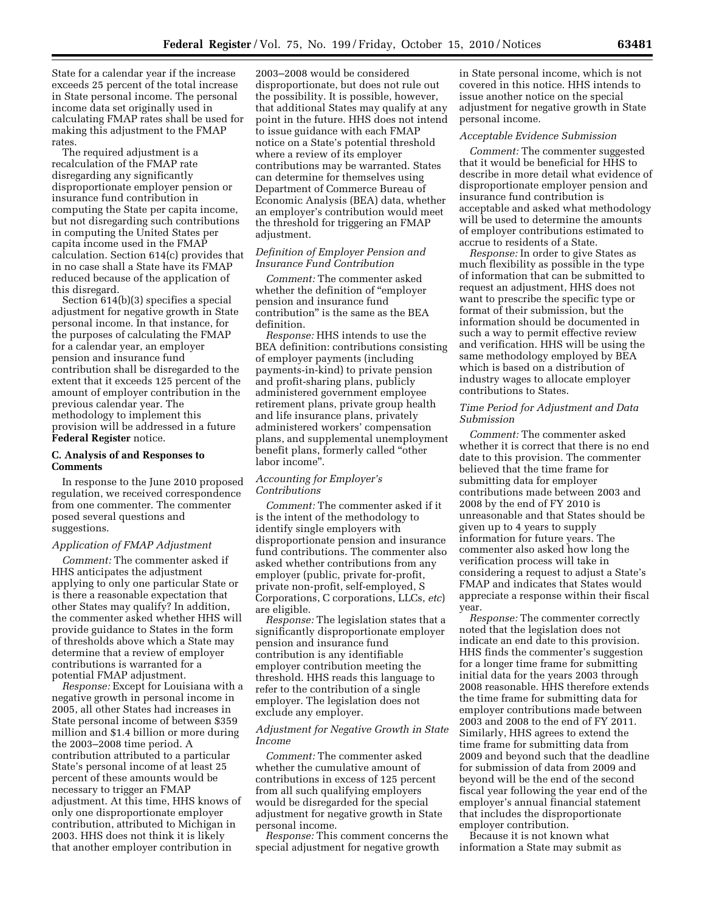State for a calendar year if the increase exceeds 25 percent of the total increase in State personal income. The personal income data set originally used in calculating FMAP rates shall be used for making this adjustment to the FMAP rates.

The required adjustment is a recalculation of the FMAP rate disregarding any significantly disproportionate employer pension or insurance fund contribution in computing the State per capita income, but not disregarding such contributions in computing the United States per capita income used in the FMAP calculation. Section 614(c) provides that in no case shall a State have its FMAP reduced because of the application of this disregard.

Section 614(b)(3) specifies a special adjustment for negative growth in State personal income. In that instance, for the purposes of calculating the FMAP for a calendar year, an employer pension and insurance fund contribution shall be disregarded to the extent that it exceeds 125 percent of the amount of employer contribution in the previous calendar year. The methodology to implement this provision will be addressed in a future **Federal Register** notice.

## C. Analysis of and Responses to Comments

In response to the June 2010 proposed regulation, we received correspondence from one commenter. The commenter posed several questions and suggestions.

*Application of FMAP Adjustment*

*Comment:* The commenter asked if HHS anticipates the adjustment applying to only one particular State or is there a reasonable expectation that other States may qualify? In addition, the commenter asked whether HHS will provide guidance to States in the form of thresholds above which a State may determine that a review of employer contributions is warranted for a potential FMAP adjustment.

*Response:* Except for Louisiana with a negative growth in personal income in 2005, all other States had increases in State personal income of between $359 million and $1.4 billion or more during the 2003–2008 time period. A contribution attributed to a particular State's personal income of at least 25 percent of these amounts would be necessary to trigger an FMAP adjustment. At this time, HHS knows of only one disproportionate employer contribution, attributed to Michigan in 2003. HHS does not think it is likely that another employer contribution in 2003–2008 would be considered disproportionate, but does not rule out the possibility. It is possible, however, that additional States may qualify at any point in the future. HHS does not intend to issue guidance with each FMAP notice on a State's potential threshold where a review of its employer contributions may be warranted. States can determine for themselves using Department of Commerce Bureau of Economic Analysis (BEA) data, whether an employer's contribution would meet the threshold for triggering an FMAP adjustment.

*Definition of Employer Pension and Insurance Fund Contribution*

*Comment:* The commenter asked whether the definition of "employer pension and insurance fund contribution" is the same as the BEA definition.

*Response:* HHS intends to use the BEA definition: contributions consisting of employer payments (including payments-in-kind) to private pension and profit-sharing plans, publicly administered government employee retirement plans, private group health and life insurance plans, privately administered workers' compensation plans, and supplemental unemployment benefit plans, formerly called "other labor income".

*Accounting for Employer's Contributions*

*Comment:* The commenter asked if it is the intent of the methodology to identify single employers with disproportionate pension and insurance fund contributions. The commenter also asked whether contributions from any employer (public, private for-profit, private non-profit, self-employed, S Corporations, C corporations, LLCs, *etc*) are eligible.

*Response:* The legislation states that a significantly disproportionate employer pension and insurance fund contribution is any identifiable employer contribution meeting the threshold. HHS reads this language to refer to the contribution of a single employer. The legislation does not exclude any employer.

*Adjustment for Negative Growth in State Income*

*Comment:* The commenter asked whether the cumulative amount of contributions in excess of 125 percent from all such qualifying employers would be disregarded for the special adjustment for negative growth in State personal income.

*Response:* This comment concerns the special adjustment for negative growth in State personal income, which is not covered in this notice. HHS intends to issue another notice on the special adjustment for negative growth in State personal income.

*Acceptable Evidence Submission*

*Comment:* The commenter suggested that it would be beneficial for HHS to describe in more detail what evidence of disproportionate employer pension and insurance fund contribution is acceptable and asked what methodology will be used to determine the amounts of employer contributions estimated to accrue to residents of a State.

*Response:* In order to give States as much flexibility as possible in the type of information that can be submitted to request an adjustment, HHS does not want to prescribe the specific type or format of their submission, but the information should be documented in such a way to permit effective review and verification. HHS will be using the same methodology employed by BEA which is based on a distribution of industry wages to allocate employer contributions to States.

*Time Period for Adjustment and Data Submission*

*Comment:* The commenter asked whether it is correct that there is no end date to this provision. The commenter believed that the time frame for submitting data for employer contributions made between 2003 and 2008 by the end of FY 2010 is unreasonable and that States should be given up to 4 years to supply information for future years. The commenter also asked how long the verification process will take in considering a request to adjust a State's FMAP and indicates that States would appreciate a response within their fiscal year.

*Response:* The commenter correctly noted that the legislation does not indicate an end date to this provision. HHS finds the commenter's suggestion for a longer time frame for submitting initial data for the years 2003 through 2008 reasonable. HHS therefore extends the time frame for submitting data for employer contributions made between 2003 and 2008 to the end of FY 2011. Similarly, HHS agrees to extend the time frame for submitting data from 2009 and beyond such that the deadline for submission of data from 2009 and beyond will be the end of the second fiscal year following the year end of the employer's annual financial statement that includes the disproportionate employer contribution.

Because it is not known what information a State may submit as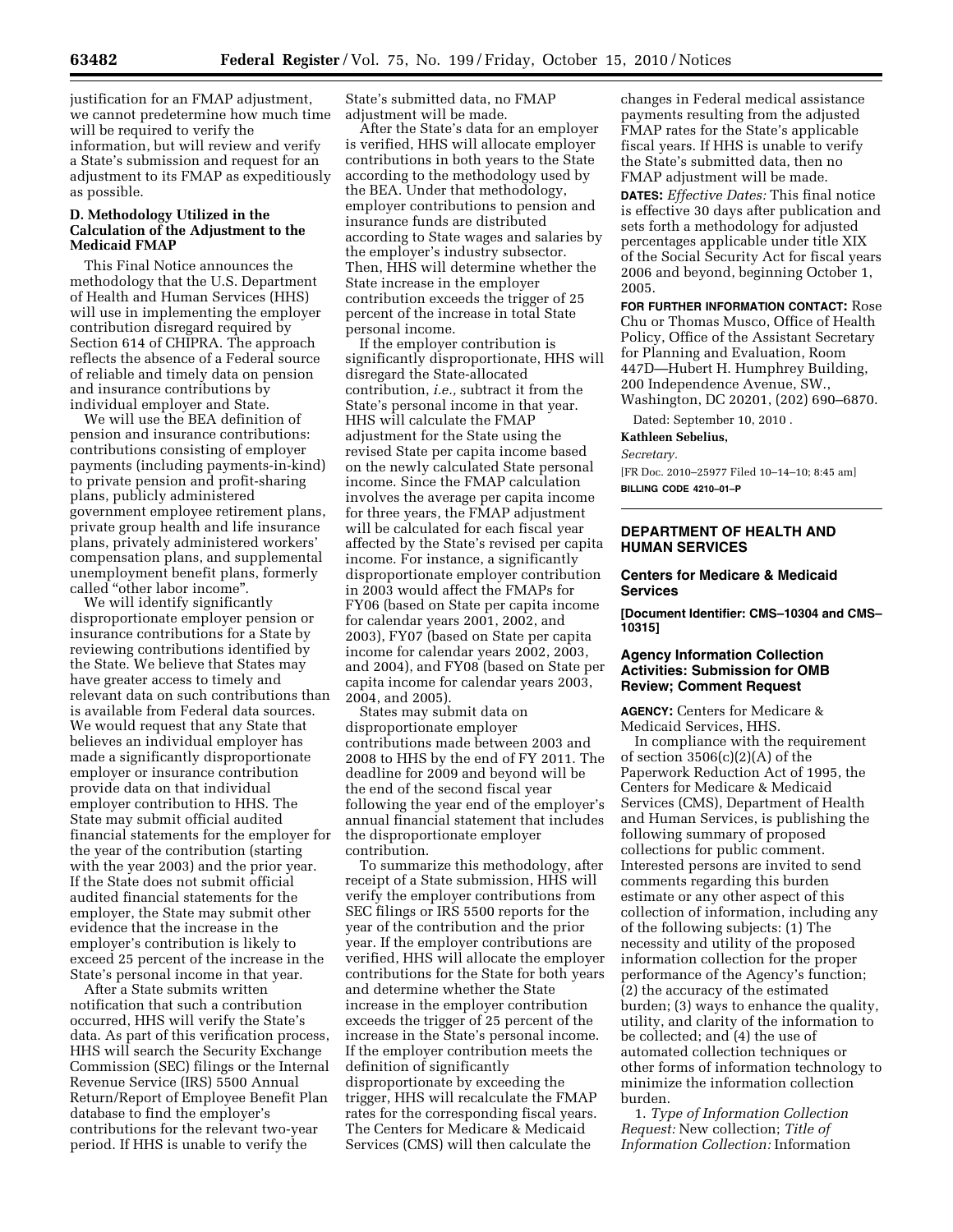justification for an FMAP adjustment, we cannot predetermine how much time will be required to verify the information, but will review and verify a State's submission and request for an adjustment to its FMAP as expeditiously as possible.

### D. Methodology Utilized in the Calculation of the Adjustment to the Medicaid FMAP

This Final Notice announces the methodology that the U.S. Department of Health and Human Services (HHS) will use in implementing the employer contribution disregard required by Section 614 of CHIPRA. The approach reflects the absence of a Federal source of reliable and timely data on pension and insurance contributions by individual employer and State.

We will use the BEA definition of pension and insurance contributions: contributions consisting of employer payments (including payments-in-kind) to private pension and profit-sharing plans, publicly administered government employee retirement plans, private group health and life insurance plans, privately administered workers' compensation plans, and supplemental unemployment benefit plans, formerly called "other labor income".

We will identify significantly disproportionate employer pension or insurance contributions for a State by reviewing contributions identified by the State. We believe that States may have greater access to timely and relevant data on such contributions than is available from Federal data sources. We would request that any State that believes an individual employer has made a significantly disproportionate employer or insurance contribution provide data on that individual employer contribution to HHS. The State may submit official audited financial statements for the employer for the year of the contribution (starting with the year 2003) and the prior year. If the State does not submit official audited financial statements for the employer, the State may submit other evidence that the increase in the employer's contribution is likely to exceed 25 percent of the increase in the State's personal income in that year.

After a State submits written notification that such a contribution occurred, HHS will verify the State's data. As part of this verification process, HHS will search the Security Exchange Commission (SEC) filings or the Internal Revenue Service (IRS) 5500 Annual Return/Report of Employee Benefit Plan database to find the employer's contributions for the relevant two-year period. If HHS is unable to verify the State's submitted data, no FMAP adjustment will be made.

After the State's data for an employer is verified, HHS will allocate employer contributions in both years to the State according to the methodology used by the BEA. Under that methodology, employer contributions to pension and insurance funds are distributed according to State wages and salaries by the employer's industry subsector. Then, HHS will determine whether the State increase in the employer contribution exceeds the trigger of 25 percent of the increase in total State personal income.

If the employer contribution is significantly disproportionate, HHS will disregard the State-allocated contribution, *i.e.,* subtract it from the State's personal income in that year. HHS will calculate the FMAP adjustment for the State using the revised State per capita income based on the newly calculated State personal income. Since the FMAP calculation involves the average per capita income for three years, the FMAP adjustment will be calculated for each fiscal year affected by the State's revised per capita income. For instance, a significantly disproportionate employer contribution in 2003 would affect the FMAPs for FY06 (based on State per capita income for calendar years 2001, 2002, and 2003), FY07 (based on State per capita income for calendar years 2002, 2003, and 2004), and FY08 (based on State per capita income for calendar years 2003, 2004, and 2005).

States may submit data on disproportionate employer contributions made between 2003 and 2008 to HHS by the end of FY 2011. The deadline for 2009 and beyond will be the end of the second fiscal year following the year end of the employer's annual financial statement that includes the disproportionate employer contribution.

To summarize this methodology, after receipt of a State submission, HHS will verify the employer contributions from SEC filings or IRS 5500 reports for the year of the contribution and the prior year. If the employer contributions are verified, HHS will allocate the employer contributions for the State for both years and determine whether the State increase in the employer contribution exceeds the trigger of 25 percent of the increase in the State's personal income. If the employer contribution meets the definition of significantly disproportionate by exceeding the trigger, HHS will recalculate the FMAP rates for the corresponding fiscal years. The Centers for Medicare & Medicaid Services (CMS) will then calculate the changes in Federal medical assistance payments resulting from the adjusted FMAP rates for the State's applicable fiscal years. If HHS is unable to verify the State's submitted data, then no FMAP adjustment will be made.

**DATES:** *Effective Dates:* This final notice is effective 30 days after publication and sets forth a methodology for adjusted percentages applicable under title XIX of the Social Security Act for fiscal years 2006 and beyond, beginning October 1, 2005.

**FOR FURTHER INFORMATION CONTACT:** Rose Chu or Thomas Musco, Office of Health Policy, Office of the Assistant Secretary for Planning and Evaluation, Room 447D—Hubert H. Humphrey Building, 200 Independence Avenue, SW., Washington, DC 20201, (202) 690–6870.

Dated: September 10, 2010 .

**Kathleen Sebelius,**

*Secretary.*

[FR Doc. 2010–25977 Filed 10–14–10; 8:45 am]

**BILLING CODE 4210–01–P**

---

## DEPARTMENT OF HEALTH AND HUMAN SERVICES

### Centers for Medicare & Medicaid Services

**[Document Identifier: CMS–10304 and CMS–10315]**

### Agency Information Collection Activities: Submission for OMB Review; Comment Request

**AGENCY:** Centers for Medicare & Medicaid Services, HHS.

In compliance with the requirement of section 3506(c)(2)(A) of the Paperwork Reduction Act of 1995, the Centers for Medicare & Medicaid Services (CMS), Department of Health and Human Services, is publishing the following summary of proposed collections for public comment. Interested persons are invited to send comments regarding this burden estimate or any other aspect of this collection of information, including any of the following subjects: (1) The necessity and utility of the proposed information collection for the proper performance of the Agency's function; (2) the accuracy of the estimated burden; (3) ways to enhance the quality, utility, and clarity of the information to be collected; and (4) the use of automated collection techniques or other forms of information technology to minimize the information collection burden.

1. *Type of Information Collection Request:* New collection; *Title of Information Collection:* Information